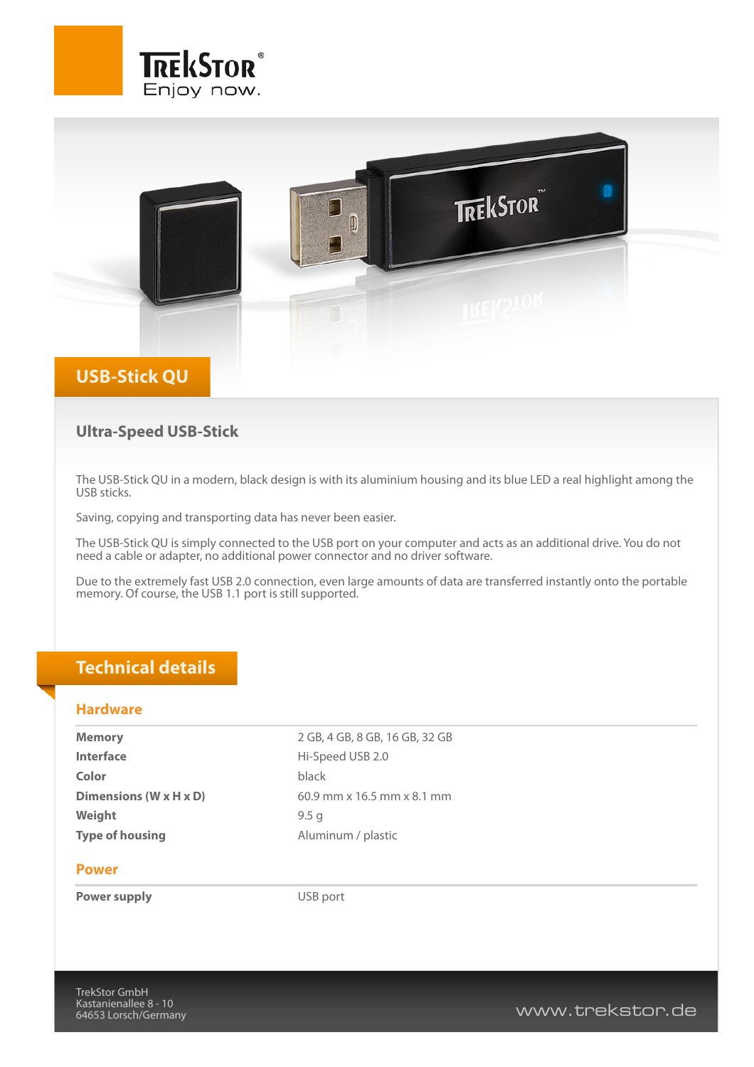TrekStor
Enjoy now.

# USB-Stick QU

## Ultra-Speed USB-Stick

The USB-Stick QU in a modern, black design is with its aluminium housing and its blue LED a real highlight among the USB sticks.

Saving, copying and transporting data has never been easier.

The USB-Stick QU is simply connected to the USB port on your computer and acts as an additional drive. You do not need a cable or adapter, no additional power connector and no driver software.

Due to the extremely fast USB 2.0 connection, even large amounts of data are transferred instantly onto the portable memory. Of course, the USB 1.1 port is still supported.

## Technical details

### Hardware

| | |
|---|---|
| **Memory** | 2 GB, 4 GB, 8 GB, 16 GB, 32 GB |
| **Interface** | Hi-Speed USB 2.0 |
| **Color** | black |
| **Dimensions (W x H x D)** | 60.9 mm x 16.5 mm x 8.1 mm |
| **Weight** | 9.5 g |
| **Type of housing** | Aluminum / plastic |

### Power

| | |
|---|---|
| **Power supply** | USB port |

TrekStor GmbH
Kastanienallee 8 - 10
64653 Lorsch/Germany

www.trekstor.de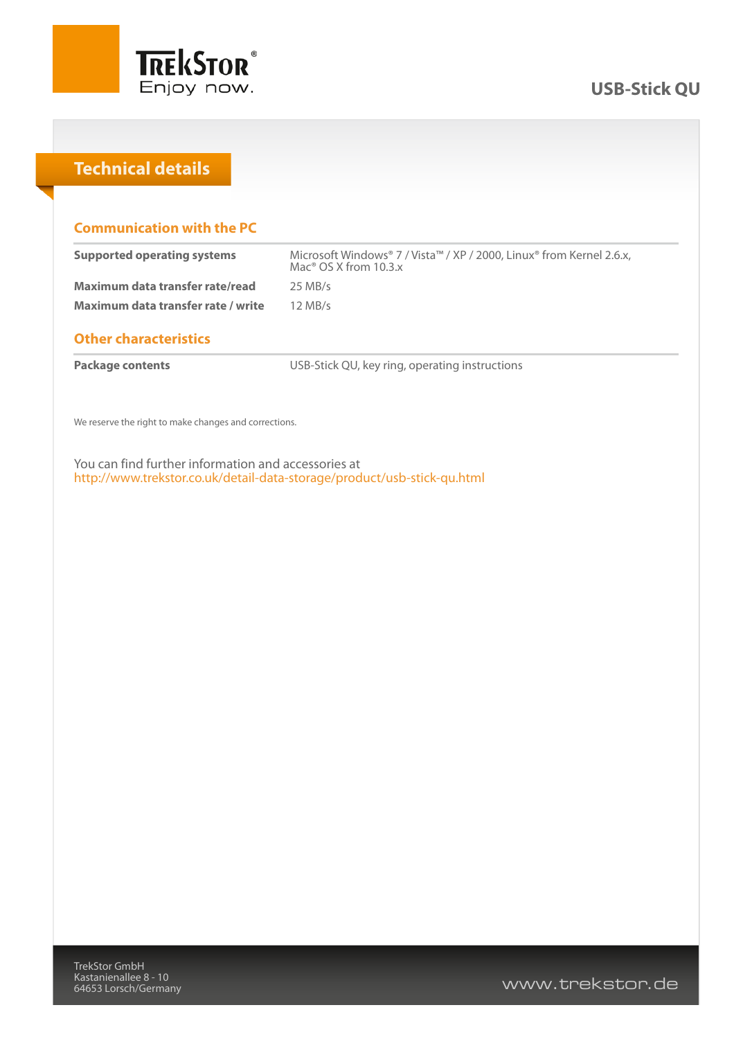# Technical details

## Communication with the PC

| | |
|---|---|
| **Supported operating systems** | Microsoft Windows® 7 / Vista™ / XP / 2000, Linux® from Kernel 2.6.x, Mac® OS X from 10.3.x |
| **Maximum data transfer rate/read** | 25 MB/s |
| **Maximum data transfer rate / write** | 12 MB/s |

## Other characteristics

| | |
|---|---|
| **Package contents** | USB-Stick QU, key ring, operating instructions |

We reserve the right to make changes and corrections.

You can find further information and accessories at
http://www.trekstor.co.uk/detail-data-storage/product/usb-stick-qu.html

TrekStor GmbH
Kastanienallee 8 - 10
64653 Lorsch/Germany

www.trekstor.de